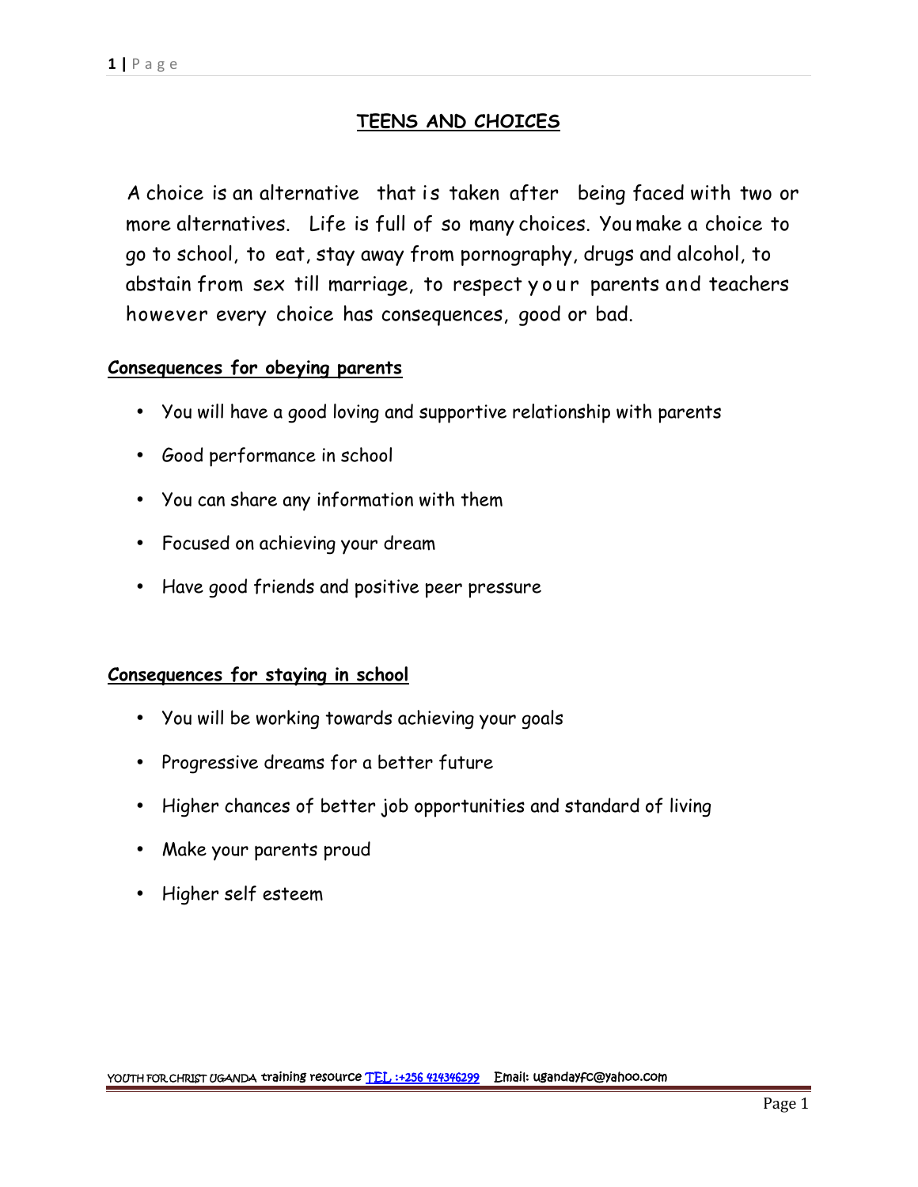# TEENS AND CHOICES

A choice is an alternative that is taken after being faced with two or more alternatives. Life is full of so many choices. You make a choice to go to school, to eat, stay away from pornography, drugs and alcohol, to abstain from sex till marriage, to respect your parents and teachers however every choice has consequences, good or bad.

## Consequences for obeying parents

- You will have a good loving and supportive relationship with parents
- Good performance in school
- You can share any information with them
- Focused on achieving your dream
- Have good friends and positive peer pressure

## Consequences for staying in school

- You will be working towards achieving your goals
- Progressive dreams for a better future
- Higher chances of better job opportunities and standard of living
- Make your parents proud
- Higher self esteem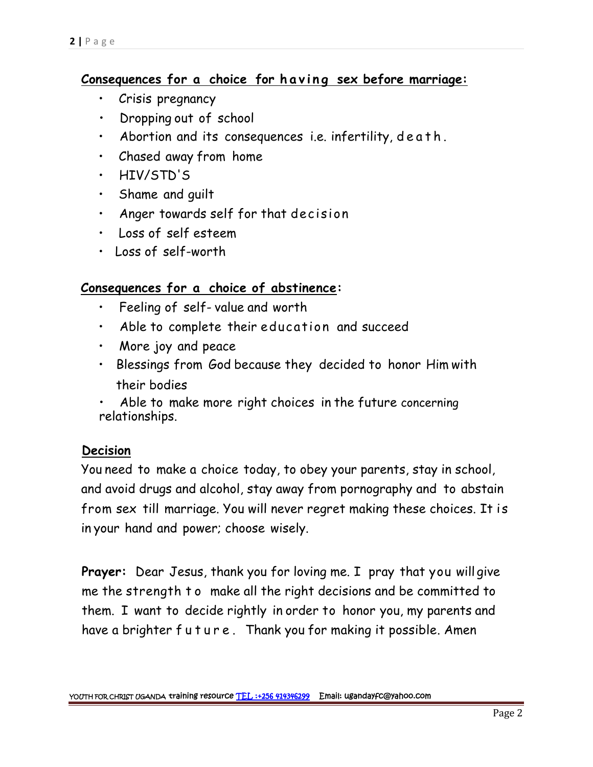**Consequences for a choice for having sex before marriage:**

- Crisis pregnancy
- Dropping out of school
- Abortion and its consequences i.e. infertility, death.
- Chased away from home
- HIV/STD'S
- Shame and guilt
- Anger towards self for that decision
- Loss of self esteem
- Loss of self-worth

**Consequences for a choice of abstinence:**

- Feeling of self- value and worth
- Able to complete their education and succeed
- More joy and peace
- Blessings from God because they decided to honor Him with their bodies
- Able to make more right choices in the future concerning relationships.

**Decision**

You need to make a choice today, to obey your parents, stay in school, and avoid drugs and alcohol, stay away from pornography and to abstain from sex till marriage. You will never regret making these choices. It is in your hand and power; choose wisely.

**Prayer:** Dear Jesus, thank you for loving me. I pray that you will give me the strength to make all the right decisions and be committed to them. I want to decide rightly in order to honor you, my parents and have a brighter future. Thank you for making it possible. Amen